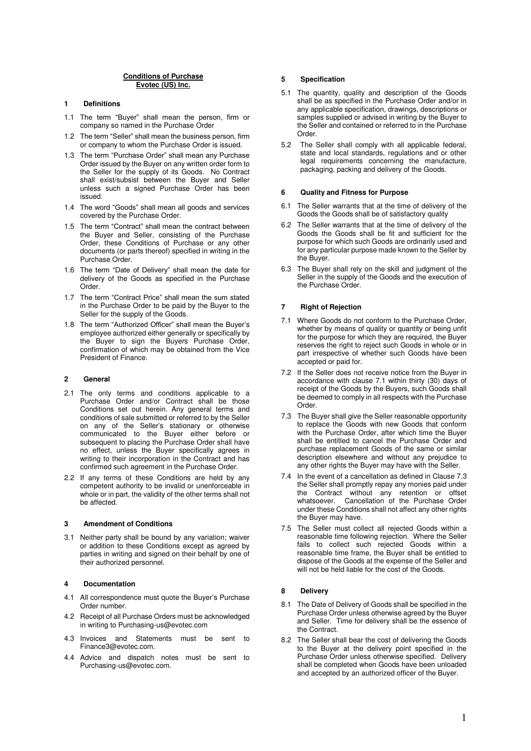**Conditions of Purchase**
**Evotec (US) Inc.**

## 1 Definitions

1.1 The term "Buyer" shall mean the person, firm or company so named in the Purchase Order

1.2 The term "Seller" shall mean the business person, firm or company to whom the Purchase Order is issued.

1.3 The term "Purchase Order" shall mean any Purchase Order issued by the Buyer on any written order form to the Seller for the supply of its Goods. No Contract shall exist/subsist between the Buyer and Seller unless such a signed Purchase Order has been issued.

1.4 The word "Goods" shall mean all goods and services covered by the Purchase Order.

1.5 The term "Contract" shall mean the contract between the Buyer and Seller, consisting of the Purchase Order, these Conditions of Purchase or any other documents (or parts thereof) specified in writing in the Purchase Order.

1.6 The term "Date of Delivery" shall mean the date for delivery of the Goods as specified in the Purchase Order.

1.7 The term "Contract Price" shall mean the sum stated in the Purchase Order to be paid by the Buyer to the Seller for the supply of the Goods.

1.8 The term "Authorized Officer" shall mean the Buyer's employee authorized either generally or specifically by the Buyer to sign the Buyers Purchase Order, confirmation of which may be obtained from the Vice President of Finance.

## 2 General

2.1 The only terms and conditions applicable to a Purchase Order and/or Contract shall be those Conditions set out herein. Any general terms and conditions of sale submitted or referred to by the Seller on any of the Seller's stationary or otherwise communicated to the Buyer either before or subsequent to placing the Purchase Order shall have no effect, unless the Buyer specifically agrees in writing to their incorporation in the Contract and has confirmed such agreement in the Purchase Order.

2.2 If any terms of these Conditions are held by any competent authority to be invalid or unenforceable in whole or in part, the validity of the other terms shall not be affected.

## 3 Amendment of Conditions

3.1 Neither party shall be bound by any variation; waiver or addition to these Conditions except as agreed by parties in writing and signed on their behalf by one of their authorized personnel.

## 4 Documentation

4.1 All correspondence must quote the Buyer's Purchase Order number.

4.2 Receipt of all Purchase Orders must be acknowledged in writing to Purchasing-us@evotec.com

4.3 Invoices and Statements must be sent to Finance3@evotec.com.

4.4 Advice and dispatch notes must be sent to Purchasing-us@evotec.com.

## 5 Specification

5.1 The quantity, quality and description of the Goods shall be as specified in the Purchase Order and/or in any applicable specification, drawings, descriptions or samples supplied or advised in writing by the Buyer to the Seller and contained or referred to in the Purchase Order.

5.2 The Seller shall comply with all applicable federal, state and local standards, regulations and or other legal requirements concerning the manufacture, packaging, packing and delivery of the Goods.

## 6 Quality and Fitness for Purpose

6.1 The Seller warrants that at the time of delivery of the Goods the Goods shall be of satisfactory quality

6.2 The Seller warrants that at the time of delivery of the Goods the Goods shall be fit and sufficient for the purpose for which such Goods are ordinarily used and for any particular purpose made known to the Seller by the Buyer.

6.3 The Buyer shall rely on the skill and judgment of the Seller in the supply of the Goods and the execution of the Purchase Order.

## 7 Right of Rejection

7.1 Where Goods do not conform to the Purchase Order, whether by means of quality or quantity or being unfit for the purpose for which they are required, the Buyer reserves the right to reject such Goods in whole or in part irrespective of whether such Goods have been accepted or paid for.

7.2 If the Seller does not receive notice from the Buyer in accordance with clause 7.1 within thirty (30) days of receipt of the Goods by the Buyers, such Goods shall be deemed to comply in all respects with the Purchase Order.

7.3 The Buyer shall give the Seller reasonable opportunity to replace the Goods with new Goods that conform with the Purchase Order, after which time the Buyer shall be entitled to cancel the Purchase Order and purchase replacement Goods of the same or similar description elsewhere and without any prejudice to any other rights the Buyer may have with the Seller.

7.4 In the event of a cancellation as defined in Clause 7.3 the Seller shall promptly repay any monies paid under the Contract without any retention or offset whatsoever. Cancellation of the Purchase Order under these Conditions shall not affect any other rights the Buyer may have.

7.5 The Seller must collect all rejected Goods within a reasonable time following rejection. Where the Seller fails to collect such rejected Goods within a reasonable time frame, the Buyer shall be entitled to dispose of the Goods at the expense of the Seller and will not be held liable for the cost of the Goods.

## 8 Delivery

8.1 The Date of Delivery of Goods shall be specified in the Purchase Order unless otherwise agreed by the Buyer and Seller. Time for delivery shall be the essence of the Contract.

8.2 The Seller shall bear the cost of delivering the Goods to the Buyer at the delivery point specified in the Purchase Order unless otherwise specified. Delivery shall be completed when Goods have been unloaded and accepted by an authorized officer of the Buyer.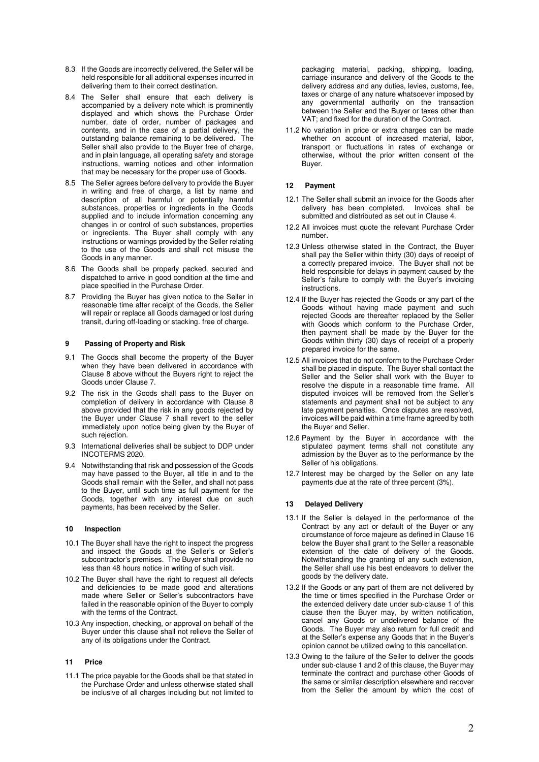8.3 If the Goods are incorrectly delivered, the Seller will be held responsible for all additional expenses incurred in delivering them to their correct destination.

8.4 The Seller shall ensure that each delivery is accompanied by a delivery note which is prominently displayed and which shows the Purchase Order number, date of order, number of packages and contents, and in the case of a partial delivery, the outstanding balance remaining to be delivered. The Seller shall also provide to the Buyer free of charge, and in plain language, all operating safety and storage instructions, warning notices and other information that may be necessary for the proper use of Goods.

8.5 The Seller agrees before delivery to provide the Buyer in writing and free of charge, a list by name and description of all harmful or potentially harmful substances, properties or ingredients in the Goods supplied and to include information concerning any changes in or control of such substances, properties or ingredients. The Buyer shall comply with any instructions or warnings provided by the Seller relating to the use of the Goods and shall not misuse the Goods in any manner.

8.6 The Goods shall be properly packed, secured and dispatched to arrive in good condition at the time and place specified in the Purchase Order.

8.7 Providing the Buyer has given notice to the Seller in reasonable time after receipt of the Goods, the Seller will repair or replace all Goods damaged or lost during transit, during off-loading or stacking. free of charge.

## 9 Passing of Property and Risk

9.1 The Goods shall become the property of the Buyer when they have been delivered in accordance with Clause 8 above without the Buyers right to reject the Goods under Clause 7.

9.2 The risk in the Goods shall pass to the Buyer on completion of delivery in accordance with Clause 8 above provided that the risk in any goods rejected by the Buyer under Clause 7 shall revert to the seller immediately upon notice being given by the Buyer of such rejection.

9.3 International deliveries shall be subject to DDP under INCOTERMS 2020.

9.4 Notwithstanding that risk and possession of the Goods may have passed to the Buyer, all title in and to the Goods shall remain with the Seller, and shall not pass to the Buyer, until such time as full payment for the Goods, together with any interest due on such payments, has been received by the Seller.

## 10 Inspection

10.1 The Buyer shall have the right to inspect the progress and inspect the Goods at the Seller's or Seller's subcontractor's premises. The Buyer shall provide no less than 48 hours notice in writing of such visit.

10.2 The Buyer shall have the right to request all defects and deficiencies to be made good and alterations made where Seller or Seller's subcontractors have failed in the reasonable opinion of the Buyer to comply with the terms of the Contract.

10.3 Any inspection, checking, or approval on behalf of the Buyer under this clause shall not relieve the Seller of any of its obligations under the Contract.

## 11 Price

11.1 The price payable for the Goods shall be that stated in the Purchase Order and unless otherwise stated shall be inclusive of all charges including but not limited to packaging material, packing, shipping, loading, carriage insurance and delivery of the Goods to the delivery address and any duties, levies, customs, fee, taxes or charge of any nature whatsoever imposed by any governmental authority on the transaction between the Seller and the Buyer or taxes other than VAT; and fixed for the duration of the Contract.

11.2 No variation in price or extra charges can be made whether on account of increased material, labor, transport or fluctuations in rates of exchange or otherwise, without the prior written consent of the Buyer.

## 12 Payment

12.1 The Seller shall submit an invoice for the Goods after delivery has been completed. Invoices shall be submitted and distributed as set out in Clause 4.

12.2 All invoices must quote the relevant Purchase Order number.

12.3 Unless otherwise stated in the Contract, the Buyer shall pay the Seller within thirty (30) days of receipt of a correctly prepared invoice. The Buyer shall not be held responsible for delays in payment caused by the Seller's failure to comply with the Buyer's invoicing instructions.

12.4 If the Buyer has rejected the Goods or any part of the Goods without having made payment and such rejected Goods are thereafter replaced by the Seller with Goods which conform to the Purchase Order, then payment shall be made by the Buyer for the Goods within thirty (30) days of receipt of a properly prepared invoice for the same.

12.5 All invoices that do not conform to the Purchase Order shall be placed in dispute. The Buyer shall contact the Seller and the Seller shall work with the Buyer to resolve the dispute in a reasonable time frame. All disputed invoices will be removed from the Seller's statements and payment shall not be subject to any late payment penalties. Once disputes are resolved, invoices will be paid within a time frame agreed by both the Buyer and Seller.

12.6 Payment by the Buyer in accordance with the stipulated payment terms shall not constitute any admission by the Buyer as to the performance by the Seller of his obligations.

12.7 Interest may be charged by the Seller on any late payments due at the rate of three percent (3%).

## 13 Delayed Delivery

13.1 If the Seller is delayed in the performance of the Contract by any act or default of the Buyer or any circumstance of force majeure as defined in Clause 16 below the Buyer shall grant to the Seller a reasonable extension of the date of delivery of the Goods. Notwithstanding the granting of any such extension, the Seller shall use his best endeavors to deliver the goods by the delivery date.

13.2 If the Goods or any part of them are not delivered by the time or times specified in the Purchase Order or the extended delivery date under sub-clause 1 of this clause then the Buyer may, by written notification, cancel any Goods or undelivered balance of the Goods. The Buyer may also return for full credit and at the Seller's expense any Goods that in the Buyer's opinion cannot be utilized owing to this cancellation.

13.3 Owing to the failure of the Seller to deliver the goods under sub-clause 1 and 2 of this clause, the Buyer may terminate the contract and purchase other Goods of the same or similar description elsewhere and recover from the Seller the amount by which the cost of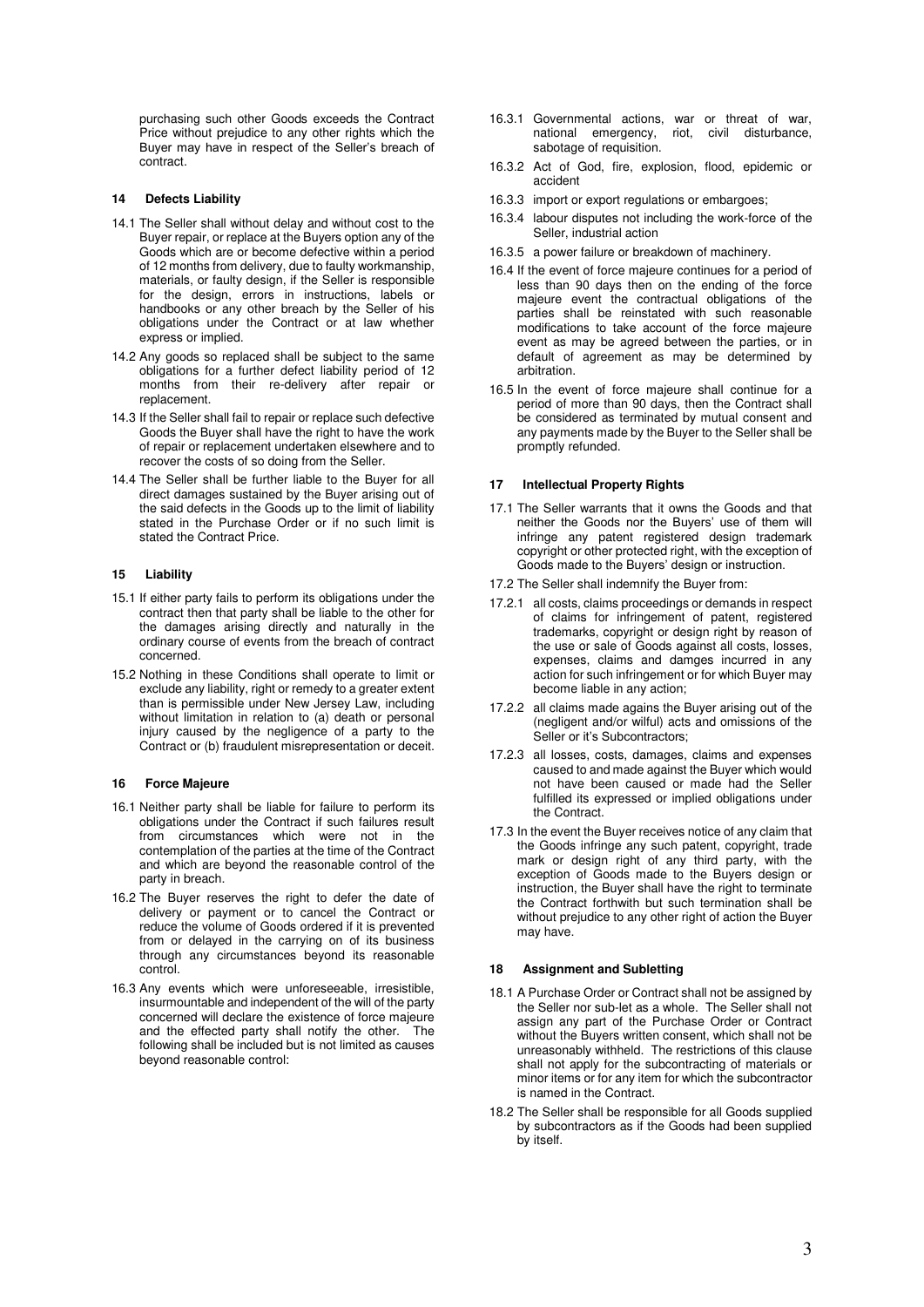purchasing such other Goods exceeds the Contract Price without prejudice to any other rights which the Buyer may have in respect of the Seller's breach of contract.

## 14 Defects Liability

14.1 The Seller shall without delay and without cost to the Buyer repair, or replace at the Buyers option any of the Goods which are or become defective within a period of 12 months from delivery, due to faulty workmanship, materials, or faulty design, if the Seller is responsible for the design, errors in instructions, labels or handbooks or any other breach by the Seller of his obligations under the Contract or at law whether express or implied.

14.2 Any goods so replaced shall be subject to the same obligations for a further defect liability period of 12 months from their re-delivery after repair or replacement.

14.3 If the Seller shall fail to repair or replace such defective Goods the Buyer shall have the right to have the work of repair or replacement undertaken elsewhere and to recover the costs of so doing from the Seller.

14.4 The Seller shall be further liable to the Buyer for all direct damages sustained by the Buyer arising out of the said defects in the Goods up to the limit of liability stated in the Purchase Order or if no such limit is stated the Contract Price.

## 15 Liability

15.1 If either party fails to perform its obligations under the contract then that party shall be liable to the other for the damages arising directly and naturally in the ordinary course of events from the breach of contract concerned.

15.2 Nothing in these Conditions shall operate to limit or exclude any liability, right or remedy to a greater extent than is permissible under New Jersey Law, including without limitation in relation to (a) death or personal injury caused by the negligence of a party to the Contract or (b) fraudulent misrepresentation or deceit.

## 16 Force Majeure

16.1 Neither party shall be liable for failure to perform its obligations under the Contract if such failures result from circumstances which were not in the contemplation of the parties at the time of the Contract and which are beyond the reasonable control of the party in breach.

16.2 The Buyer reserves the right to defer the date of delivery or payment or to cancel the Contract or reduce the volume of Goods ordered if it is prevented from or delayed in the carrying on of its business through any circumstances beyond its reasonable control.

16.3 Any events which were unforeseeable, irresistible, insurmountable and independent of the will of the party concerned will declare the existence of force majeure and the effected party shall notify the other. The following shall be included but is not limited as causes beyond reasonable control:

16.3.1 Governmental actions, war or threat of war, national emergency, riot, civil disturbance, sabotage of requisition.

16.3.2 Act of God, fire, explosion, flood, epidemic or accident

16.3.3 import or export regulations or embargoes;

16.3.4 labour disputes not including the work-force of the Seller, industrial action

16.3.5 a power failure or breakdown of machinery.

16.4 If the event of force majeure continues for a period of less than 90 days then on the ending of the force majeure event the contractual obligations of the parties shall be reinstated with such reasonable modifications to take account of the force majeure event as may be agreed between the parties, or in default of agreement as may be determined by arbitration.

16.5 In the event of force majeure shall continue for a period of more than 90 days, then the Contract shall be considered as terminated by mutual consent and any payments made by the Buyer to the Seller shall be promptly refunded.

## 17 Intellectual Property Rights

17.1 The Seller warrants that it owns the Goods and that neither the Goods nor the Buyers' use of them will infringe any patent registered design trademark copyright or other protected right, with the exception of Goods made to the Buyers' design or instruction.

17.2 The Seller shall indemnify the Buyer from:

17.2.1 all costs, claims proceedings or demands in respect of claims for infringement of patent, registered trademarks, copyright or design right by reason of the use or sale of Goods against all costs, losses, expenses, claims and damges incurred in any action for such infringement or for which Buyer may become liable in any action;

17.2.2 all claims made agains the Buyer arising out of the (negligent and/or wilful) acts and omissions of the Seller or it's Subcontractors;

17.2.3 all losses, costs, damages, claims and expenses caused to and made against the Buyer which would not have been caused or made had the Seller fulfilled its expressed or implied obligations under the Contract.

17.3 In the event the Buyer receives notice of any claim that the Goods infringe any such patent, copyright, trade mark or design right of any third party, with the exception of Goods made to the Buyers design or instruction, the Buyer shall have the right to terminate the Contract forthwith but such termination shall be without prejudice to any other right of action the Buyer may have.

## 18 Assignment and Subletting

18.1 A Purchase Order or Contract shall not be assigned by the Seller nor sub-let as a whole. The Seller shall not assign any part of the Purchase Order or Contract without the Buyers written consent, which shall not be unreasonably withheld. The restrictions of this clause shall not apply for the subcontracting of materials or minor items or for any item for which the subcontractor is named in the Contract.

18.2 The Seller shall be responsible for all Goods supplied by subcontractors as if the Goods had been supplied by itself.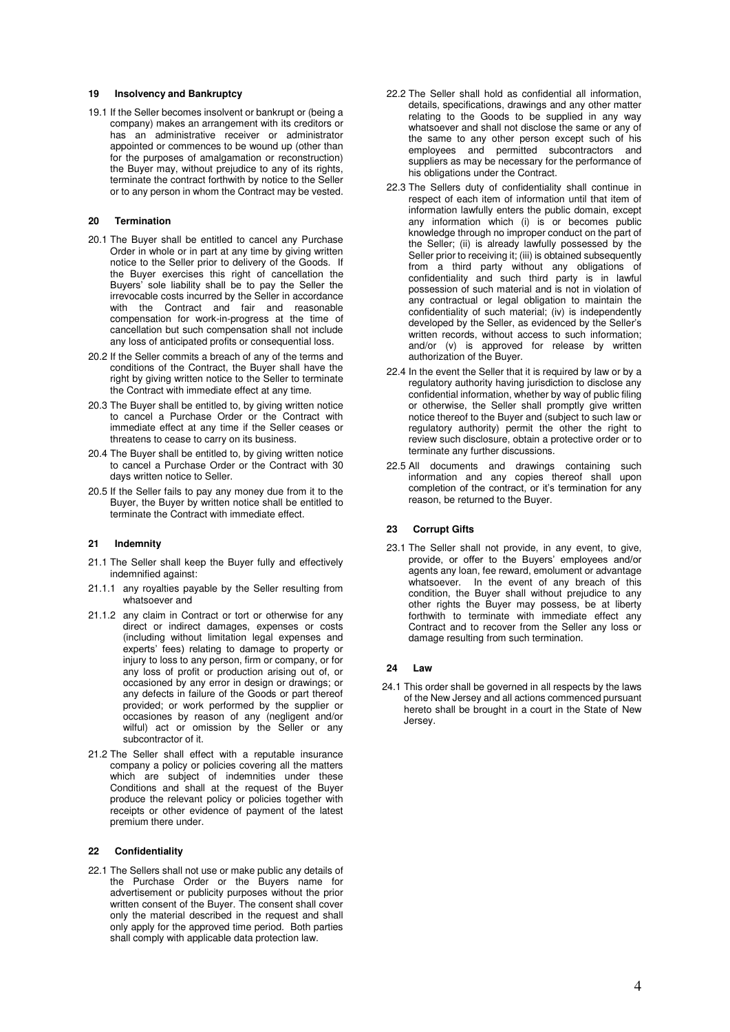## 19 Insolvency and Bankruptcy

19.1 If the Seller becomes insolvent or bankrupt or (being a company) makes an arrangement with its creditors or has an administrative receiver or administrator appointed or commences to be wound up (other than for the purposes of amalgamation or reconstruction) the Buyer may, without prejudice to any of its rights, terminate the contract forthwith by notice to the Seller or to any person in whom the Contract may be vested.

## 20 Termination

20.1 The Buyer shall be entitled to cancel any Purchase Order in whole or in part at any time by giving written notice to the Seller prior to delivery of the Goods. If the Buyer exercises this right of cancellation the Buyers' sole liability shall be to pay the Seller the irrevocable costs incurred by the Seller in accordance with the Contract and fair and reasonable compensation for work-in-progress at the time of cancellation but such compensation shall not include any loss of anticipated profits or consequential loss.

20.2 If the Seller commits a breach of any of the terms and conditions of the Contract, the Buyer shall have the right by giving written notice to the Seller to terminate the Contract with immediate effect at any time.

20.3 The Buyer shall be entitled to, by giving written notice to cancel a Purchase Order or the Contract with immediate effect at any time if the Seller ceases or threatens to cease to carry on its business.

20.4 The Buyer shall be entitled to, by giving written notice to cancel a Purchase Order or the Contract with 30 days written notice to Seller.

20.5 If the Seller fails to pay any money due from it to the Buyer, the Buyer by written notice shall be entitled to terminate the Contract with immediate effect.

## 21 Indemnity

21.1 The Seller shall keep the Buyer fully and effectively indemnified against:

21.1.1 any royalties payable by the Seller resulting from whatsoever and

21.1.2 any claim in Contract or tort or otherwise for any direct or indirect damages, expenses or costs (including without limitation legal expenses and experts' fees) relating to damage to property or injury to loss to any person, firm or company, or for any loss of profit or production arising out of, or occasioned by any error in design or drawings; or any defects in failure of the Goods or part thereof provided; or work performed by the supplier or occasiones by reason of any (negligent and/or wilful) act or omission by the Seller or any subcontractor of it.

21.2 The Seller shall effect with a reputable insurance company a policy or policies covering all the matters which are subject of indemnities under these Conditions and shall at the request of the Buyer produce the relevant policy or policies together with receipts or other evidence of payment of the latest premium there under.

## 22 Confidentiality

22.1 The Sellers shall not use or make public any details of the Purchase Order or the Buyers name for advertisement or publicity purposes without the prior written consent of the Buyer. The consent shall cover only the material described in the request and shall only apply for the approved time period. Both parties shall comply with applicable data protection law.

22.2 The Seller shall hold as confidential all information, details, specifications, drawings and any other matter relating to the Goods to be supplied in any way whatsoever and shall not disclose the same or any of the same to any other person except such of his employees and permitted subcontractors and suppliers as may be necessary for the performance of his obligations under the Contract.

22.3 The Sellers duty of confidentiality shall continue in respect of each item of information until that item of information lawfully enters the public domain, except any information which (i) is or becomes public knowledge through no improper conduct on the part of the Seller; (ii) is already lawfully possessed by the Seller prior to receiving it; (iii) is obtained subsequently from a third party without any obligations of confidentiality and such third party is in lawful possession of such material and is not in violation of any contractual or legal obligation to maintain the confidentiality of such material; (iv) is independently developed by the Seller, as evidenced by the Seller's written records, without access to such information; and/or (v) is approved for release by written authorization of the Buyer.

22.4 In the event the Seller that it is required by law or by a regulatory authority having jurisdiction to disclose any confidential information, whether by way of public filing or otherwise, the Seller shall promptly give written notice thereof to the Buyer and (subject to such law or regulatory authority) permit the other the right to review such disclosure, obtain a protective order or to terminate any further discussions.

22.5 All documents and drawings containing such information and any copies thereof shall upon completion of the contract, or it's termination for any reason, be returned to the Buyer.

## 23 Corrupt Gifts

23.1 The Seller shall not provide, in any event, to give, provide, or offer to the Buyers' employees and/or agents any loan, fee reward, emolument or advantage whatsoever. In the event of any breach of this condition, the Buyer shall without prejudice to any other rights the Buyer may possess, be at liberty forthwith to terminate with immediate effect any Contract and to recover from the Seller any loss or damage resulting from such termination.

## 24 Law

24.1 This order shall be governed in all respects by the laws of the New Jersey and all actions commenced pursuant hereto shall be brought in a court in the State of New Jersey.